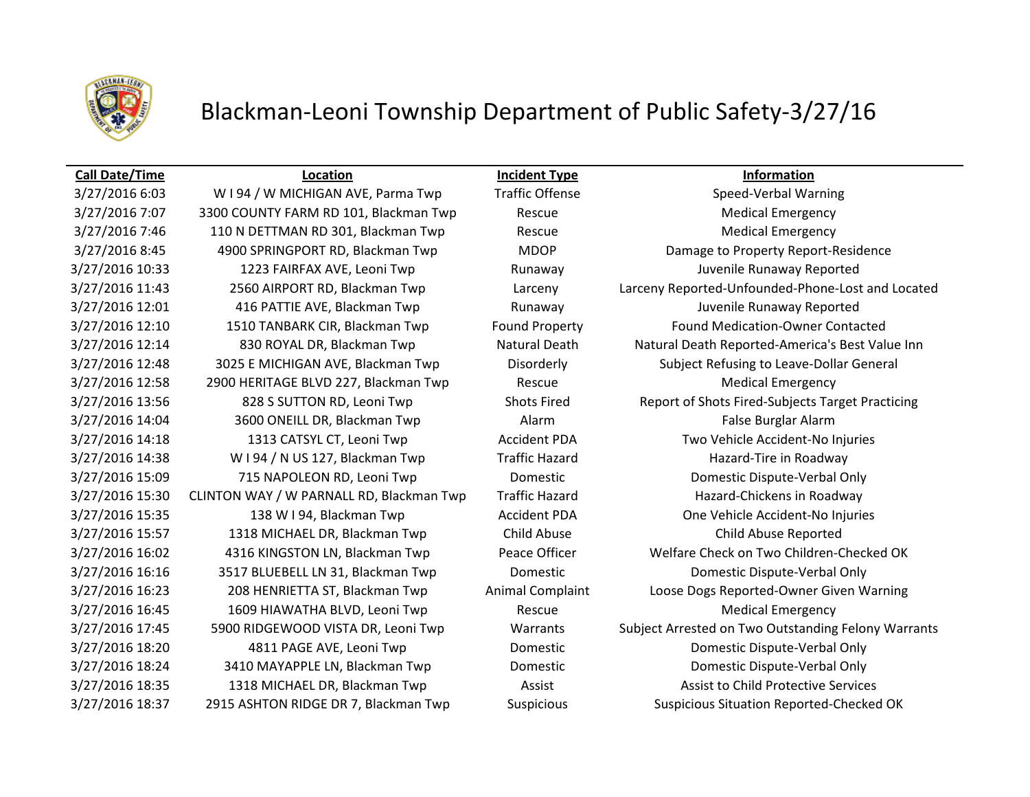# Blackman-Leoni Township Department of Public Safety-3/27/16

| Call Date/Time | Location | Incident Type | Information |
|---|---|---|---|
| 3/27/2016 6:03 | W I 94 / W MICHIGAN AVE, Parma Twp | Traffic Offense | Speed-Verbal Warning |
| 3/27/2016 7:07 | 3300 COUNTY FARM RD 101, Blackman Twp | Rescue | Medical Emergency |
| 3/27/2016 7:46 | 110 N DETTMAN RD 301, Blackman Twp | Rescue | Medical Emergency |
| 3/27/2016 8:45 | 4900 SPRINGPORT RD, Blackman Twp | MDOP | Damage to Property Report-Residence |
| 3/27/2016 10:33 | 1223 FAIRFAX AVE, Leoni Twp | Runaway | Juvenile Runaway Reported |
| 3/27/2016 11:43 | 2560 AIRPORT RD, Blackman Twp | Larceny | Larceny Reported-Unfounded-Phone-Lost and Located |
| 3/27/2016 12:01 | 416 PATTIE AVE, Blackman Twp | Runaway | Juvenile Runaway Reported |
| 3/27/2016 12:10 | 1510 TANBARK CIR, Blackman Twp | Found Property | Found Medication-Owner Contacted |
| 3/27/2016 12:14 | 830 ROYAL DR, Blackman Twp | Natural Death | Natural Death Reported-America's Best Value Inn |
| 3/27/2016 12:48 | 3025 E MICHIGAN AVE, Blackman Twp | Disorderly | Subject Refusing to Leave-Dollar General |
| 3/27/2016 12:58 | 2900 HERITAGE BLVD 227, Blackman Twp | Rescue | Medical Emergency |
| 3/27/2016 13:56 | 828 S SUTTON RD, Leoni Twp | Shots Fired | Report of Shots Fired-Subjects Target Practicing |
| 3/27/2016 14:04 | 3600 ONEILL DR, Blackman Twp | Alarm | False Burglar Alarm |
| 3/27/2016 14:18 | 1313 CATSYL CT, Leoni Twp | Accident PDA | Two Vehicle Accident-No Injuries |
| 3/27/2016 14:38 | W I 94 / N US 127, Blackman Twp | Traffic Hazard | Hazard-Tire in Roadway |
| 3/27/2016 15:09 | 715 NAPOLEON RD, Leoni Twp | Domestic | Domestic Dispute-Verbal Only |
| 3/27/2016 15:30 | CLINTON WAY / W PARNALL RD, Blackman Twp | Traffic Hazard | Hazard-Chickens in Roadway |
| 3/27/2016 15:35 | 138 W I 94, Blackman Twp | Accident PDA | One Vehicle Accident-No Injuries |
| 3/27/2016 15:57 | 1318 MICHAEL DR, Blackman Twp | Child Abuse | Child Abuse Reported |
| 3/27/2016 16:02 | 4316 KINGSTON LN, Blackman Twp | Peace Officer | Welfare Check on Two Children-Checked OK |
| 3/27/2016 16:16 | 3517 BLUEBELL LN 31, Blackman Twp | Domestic | Domestic Dispute-Verbal Only |
| 3/27/2016 16:23 | 208 HENRIETTA ST, Blackman Twp | Animal Complaint | Loose Dogs Reported-Owner Given Warning |
| 3/27/2016 16:45 | 1609 HIAWATHA BLVD, Leoni Twp | Rescue | Medical Emergency |
| 3/27/2016 17:45 | 5900 RIDGEWOOD VISTA DR, Leoni Twp | Warrants | Subject Arrested on Two Outstanding Felony Warrants |
| 3/27/2016 18:20 | 4811 PAGE AVE, Leoni Twp | Domestic | Domestic Dispute-Verbal Only |
| 3/27/2016 18:24 | 3410 MAYAPPLE LN, Blackman Twp | Domestic | Domestic Dispute-Verbal Only |
| 3/27/2016 18:35 | 1318 MICHAEL DR, Blackman Twp | Assist | Assist to Child Protective Services |
| 3/27/2016 18:37 | 2915 ASHTON RIDGE DR 7, Blackman Twp | Suspicious | Suspicious Situation Reported-Checked OK |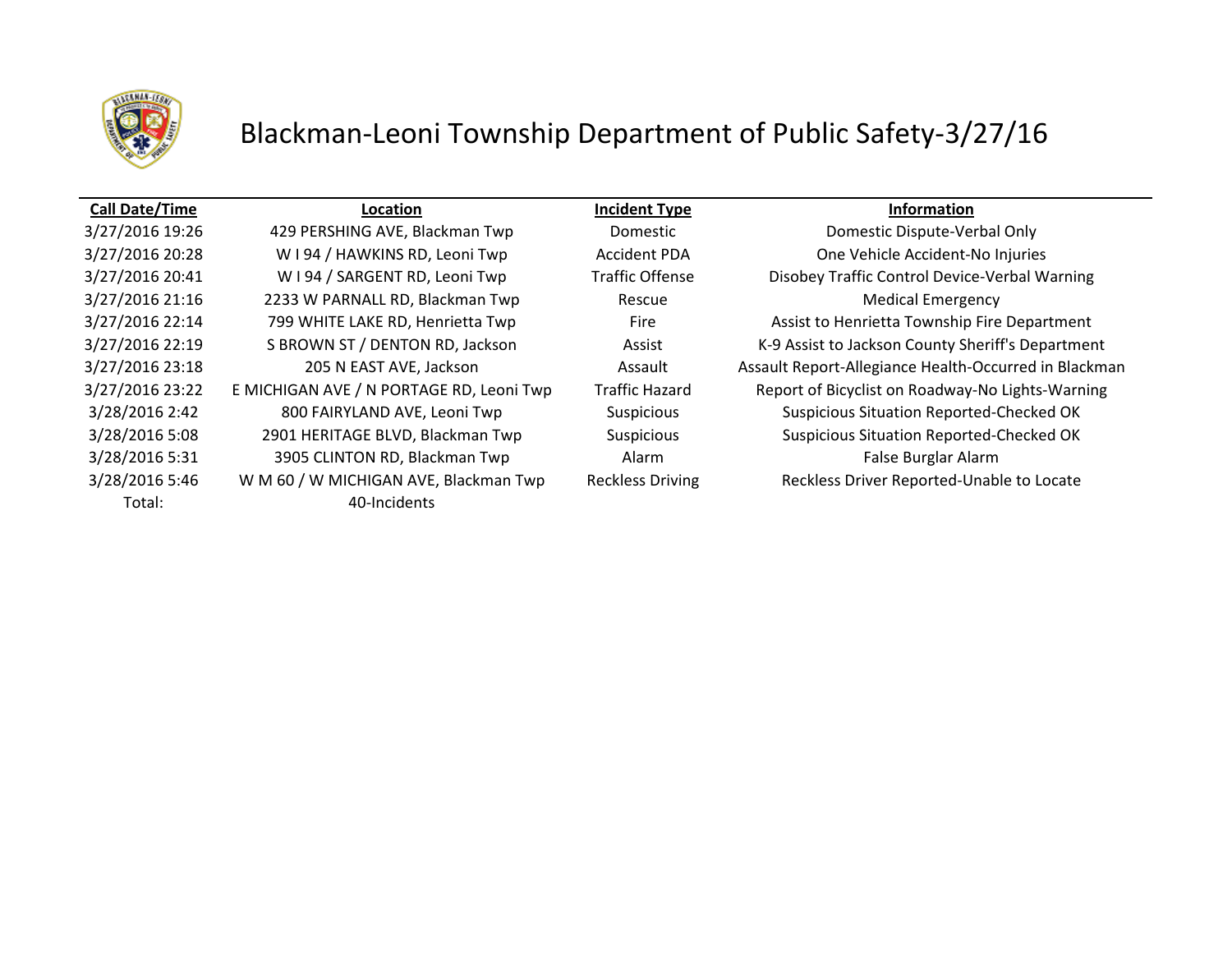# Blackman-Leoni Township Department of Public Safety-3/27/16

| Call Date/Time | Location | Incident Type | Information |
| --- | --- | --- | --- |
| 3/27/2016 19:26 | 429 PERSHING AVE, Blackman Twp | Domestic | Domestic Dispute-Verbal Only |
| 3/27/2016 20:28 | W I 94 / HAWKINS RD, Leoni Twp | Accident PDA | One Vehicle Accident-No Injuries |
| 3/27/2016 20:41 | W I 94 / SARGENT RD, Leoni Twp | Traffic Offense | Disobey Traffic Control Device-Verbal Warning |
| 3/27/2016 21:16 | 2233 W PARNALL RD, Blackman Twp | Rescue | Medical Emergency |
| 3/27/2016 22:14 | 799 WHITE LAKE RD, Henrietta Twp | Fire | Assist to Henrietta Township Fire Department |
| 3/27/2016 22:19 | S BROWN ST / DENTON RD, Jackson | Assist | K-9 Assist to Jackson County Sheriff's Department |
| 3/27/2016 23:18 | 205 N EAST AVE, Jackson | Assault | Assault Report-Allegiance Health-Occurred in Blackman |
| 3/27/2016 23:22 | E MICHIGAN AVE / N PORTAGE RD, Leoni Twp | Traffic Hazard | Report of Bicyclist on Roadway-No Lights-Warning |
| 3/28/2016 2:42 | 800 FAIRYLAND AVE, Leoni Twp | Suspicious | Suspicious Situation Reported-Checked OK |
| 3/28/2016 5:08 | 2901 HERITAGE BLVD, Blackman Twp | Suspicious | Suspicious Situation Reported-Checked OK |
| 3/28/2016 5:31 | 3905 CLINTON RD, Blackman Twp | Alarm | False Burglar Alarm |
| 3/28/2016 5:46 | W M 60 / W MICHIGAN AVE, Blackman Twp | Reckless Driving | Reckless Driver Reported-Unable to Locate |
| Total: | 40-Incidents | | |